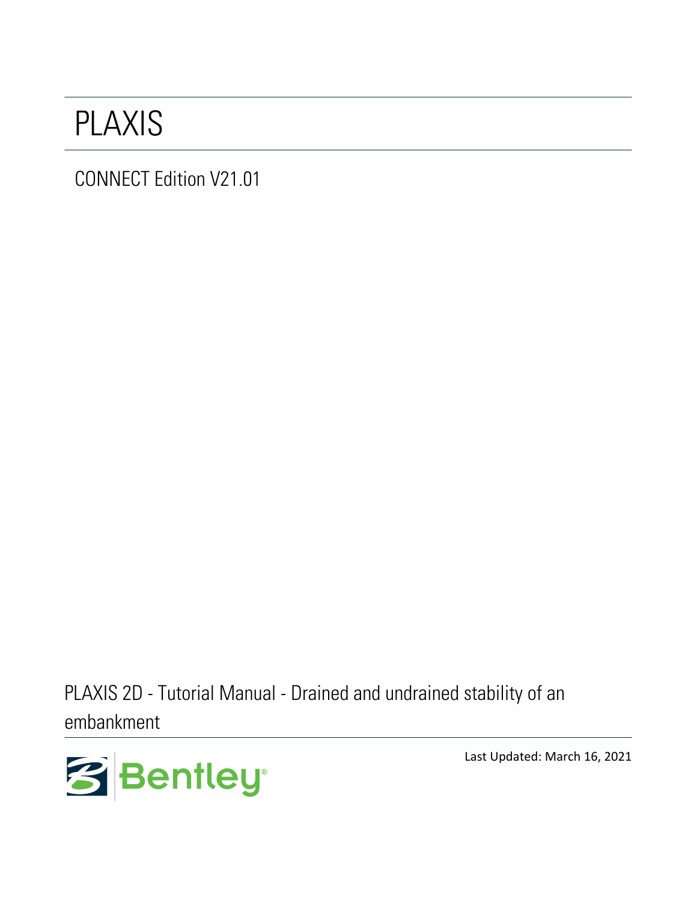# PLAXIS

CONNECT Edition V21.01

PLAXIS 2D - Tutorial Manual - Drained and undrained stability of an embankment

Bentley

Last Updated: March 16, 2021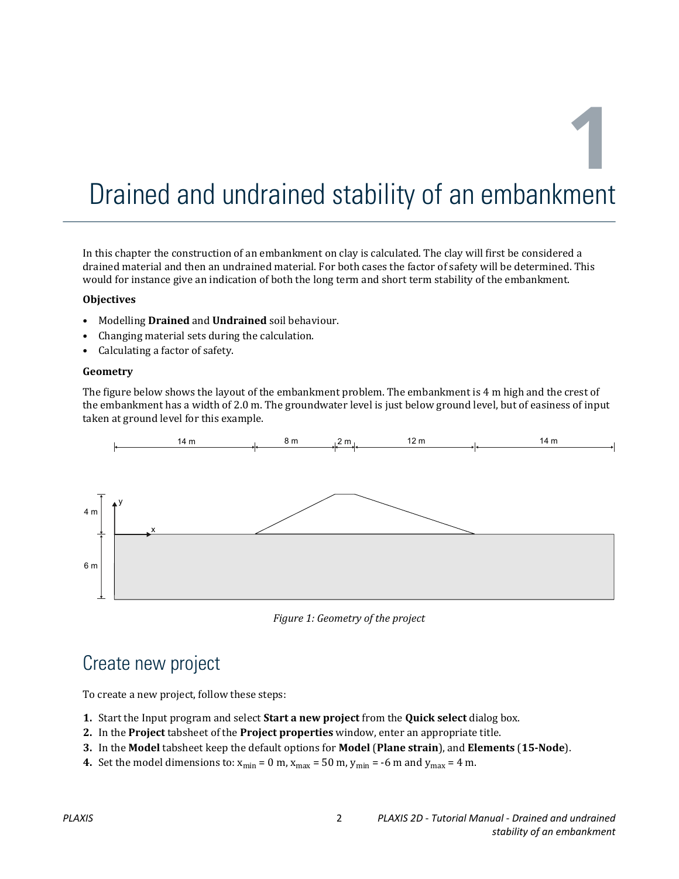# 1 Drained and undrained stability of an embankment

In this chapter the construction of an embankment on clay is calculated. The clay will first be considered a drained material and then an undrained material. For both cases the factor of safety will be determined. This would for instance give an indication of both the long term and short term stability of the embankment.

**Objectives**

- Modelling **Drained** and **Undrained** soil behaviour.
- Changing material sets during the calculation.
- Calculating a factor of safety.

**Geometry**

The figure below shows the layout of the embankment problem. The embankment is 4 m high and the crest of the embankment has a width of 2.0 m. The groundwater level is just below ground level, but of easiness of input taken at ground level for this example.

*Figure 1: Geometry of the project*

## Create new project

To create a new project, follow these steps:

1. Start the Input program and select **Start a new project** from the **Quick select** dialog box.
2. In the **Project** tabsheet of the **Project properties** window, enter an appropriate title.
3. In the **Model** tabsheet keep the default options for **Model** (**Plane strain**), and **Elements** (**15-Node**).
4. Set the model dimensions to: $x_{min}$ = 0 m, $x_{max}$ = 50 m, $y_{min}$ = -6 m and $y_{max}$ = 4 m.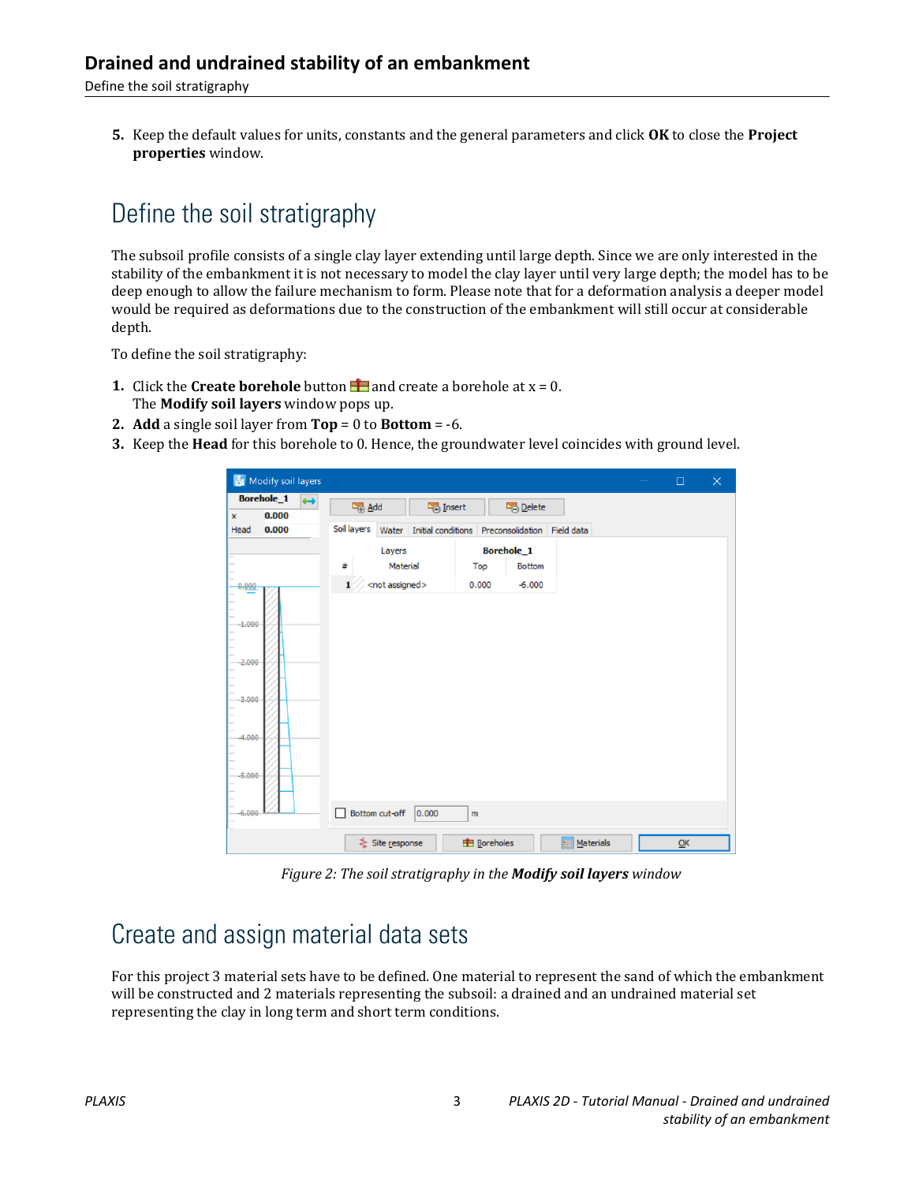5. Keep the default values for units, constants and the general parameters and click **OK** to close the **Project properties** window.

## Define the soil stratigraphy

The subsoil profile consists of a single clay layer extending until large depth. Since we are only interested in the stability of the embankment it is not necessary to model the clay layer until very large depth; the model has to be deep enough to allow the failure mechanism to form. Please note that for a deformation analysis a deeper model would be required as deformations due to the construction of the embankment will still occur at considerable depth.

To define the soil stratigraphy:

1. Click the **Create borehole** button and create a borehole at x = 0.
   The **Modify soil layers** window pops up.
2. **Add** a single soil layer from **Top** = 0 to **Bottom** = -6.
3. Keep the **Head** for this borehole to 0. Hence, the groundwater level coincides with ground level.

*Figure 2: The soil stratigraphy in the **Modify soil layers** window*

## Create and assign material data sets

For this project 3 material sets have to be defined. One material to represent the sand of which the embankment will be constructed and 2 materials representing the subsoil: a drained and an undrained material set representing the clay in long term and short term conditions.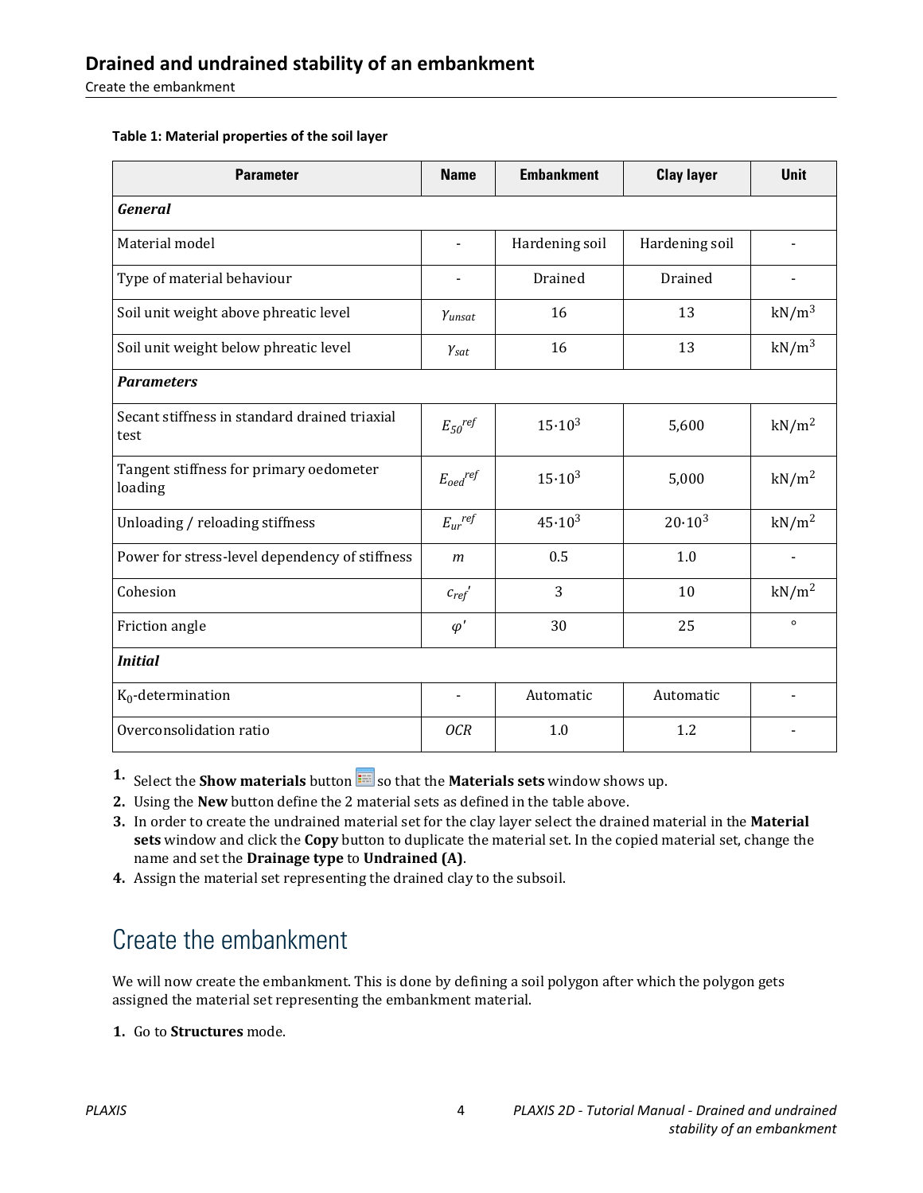**Table 1: Material properties of the soil layer**

| Parameter | Name | Embankment | Clay layer | Unit |
|---|---|---|---|---|
| ***General*** | | | | |
| Material model | - | Hardening soil | Hardening soil | - |
| Type of material behaviour | - | Drained | Drained | - |
| Soil unit weight above phreatic level | $\gamma_{unsat}$ | 16 | 13 | kN/m$^3$ |
| Soil unit weight below phreatic level | $\gamma_{sat}$ | 16 | 13 | kN/m$^3$ |
| ***Parameters*** | | | | |
| Secant stiffness in standard drained triaxial test | $E_{50}^{ref}$ | $15 \cdot 10^3$ | 5,600 | kN/m$^2$ |
| Tangent stiffness for primary oedometer loading | $E_{oed}^{ref}$ | $15 \cdot 10^3$ | 5,000 | kN/m$^2$ |
| Unloading / reloading stiffness | $E_{ur}^{ref}$ | $45 \cdot 10^3$ | $20 \cdot 10^3$ | kN/m$^2$ |
| Power for stress-level dependency of stiffness | $m$ | 0.5 | 1.0 | - |
| Cohesion | $c_{ref}'$ | 3 | 10 | kN/m$^2$ |
| Friction angle | $\varphi'$ | 30 | 25 | ° |
| ***Initial*** | | | | |
| $K_0$-determination | - | Automatic | Automatic | - |
| Overconsolidation ratio | $OCR$ | 1.0 | 1.2 | - |

1. Select the **Show materials** button so that the **Materials sets** window shows up.
2. Using the **New** button define the 2 material sets as defined in the table above.
3. In order to create the undrained material set for the clay layer select the drained material in the **Material sets** window and click the **Copy** button to duplicate the material set. In the copied material set, change the name and set the **Drainage type** to **Undrained (A)**.
4. Assign the material set representing the drained clay to the subsoil.

## Create the embankment

We will now create the embankment. This is done by defining a soil polygon after which the polygon gets assigned the material set representing the embankment material.

1. Go to **Structures** mode.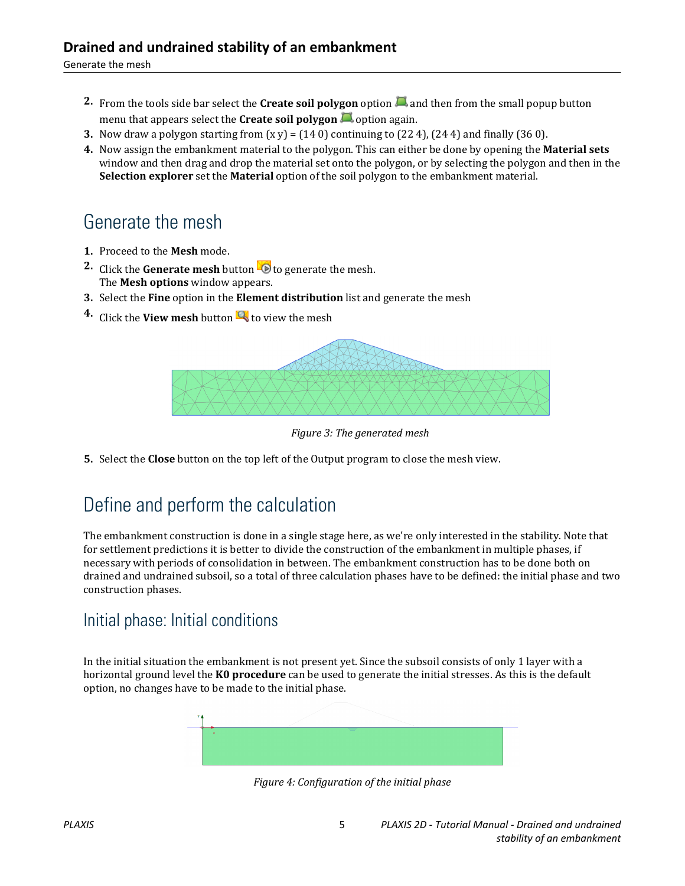2. From the tools side bar select the **Create soil polygon** option and then from the small popup button menu that appears select the **Create soil polygon** option again.
3. Now draw a polygon starting from (x y) = (14 0) continuing to (22 4), (24 4) and finally (36 0).
4. Now assign the embankment material to the polygon. This can either be done by opening the **Material sets** window and then drag and drop the material set onto the polygon, or by selecting the polygon and then in the **Selection explorer** set the **Material** option of the soil polygon to the embankment material.

## Generate the mesh

1. Proceed to the **Mesh** mode.
2. Click the **Generate mesh** button to generate the mesh. The **Mesh options** window appears.
3. Select the **Fine** option in the **Element distribution** list and generate the mesh
4. Click the **View mesh** button to view the mesh

*Figure 3: The generated mesh*

5. Select the **Close** button on the top left of the Output program to close the mesh view.

## Define and perform the calculation

The embankment construction is done in a single stage here, as we're only interested in the stability. Note that for settlement predictions it is better to divide the construction of the embankment in multiple phases, if necessary with periods of consolidation in between. The embankment construction has to be done both on drained and undrained subsoil, so a total of three calculation phases have to be defined: the initial phase and two construction phases.

### Initial phase: Initial conditions

In the initial situation the embankment is not present yet. Since the subsoil consists of only 1 layer with a horizontal ground level the **K0 procedure** can be used to generate the initial stresses. As this is the default option, no changes have to be made to the initial phase.

*Figure 4: Configuration of the initial phase*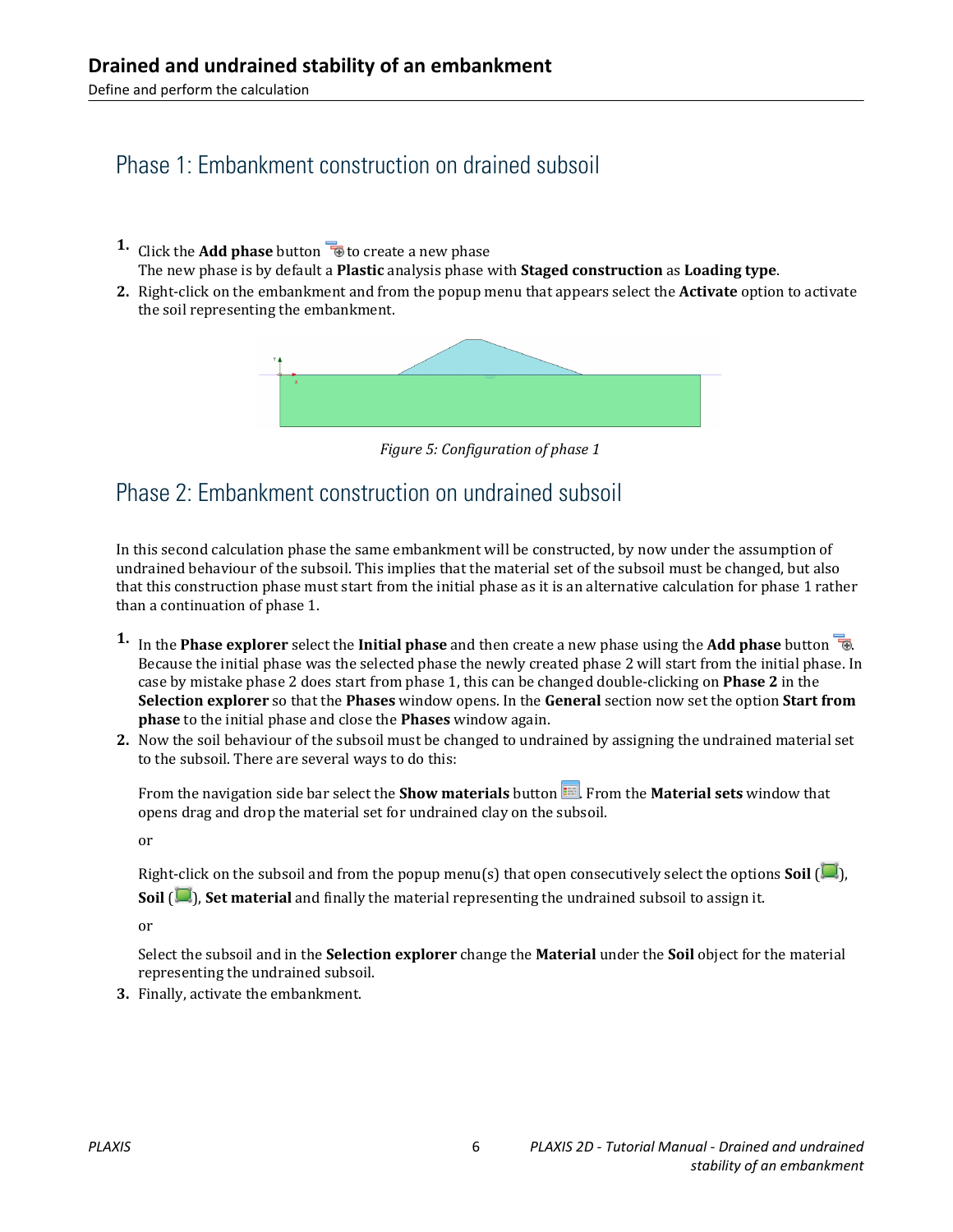## Phase 1: Embankment construction on drained subsoil

1. Click the **Add phase** button to create a new phase
   The new phase is by default a **Plastic** analysis phase with **Staged construction** as **Loading type**.
2. Right-click on the embankment and from the popup menu that appears select the **Activate** option to activate the soil representing the embankment.

*Figure 5: Configuration of phase 1*

## Phase 2: Embankment construction on undrained subsoil

In this second calculation phase the same embankment will be constructed, by now under the assumption of undrained behaviour of the subsoil. This implies that the material set of the subsoil must be changed, but also that this construction phase must start from the initial phase as it is an alternative calculation for phase 1 rather than a continuation of phase 1.

1. In the **Phase explorer** select the **Initial phase** and then create a new phase using the **Add phase** button. Because the initial phase was the selected phase the newly created phase 2 will start from the initial phase. In case by mistake phase 2 does start from phase 1, this can be changed double-clicking on **Phase 2** in the **Selection explorer** so that the **Phases** window opens. In the **General** section now set the option **Start from phase** to the initial phase and close the **Phases** window again.
2. Now the soil behaviour of the subsoil must be changed to undrained by assigning the undrained material set to the subsoil. There are several ways to do this:

   From the navigation side bar select the **Show materials** button. From the **Material sets** window that opens drag and drop the material set for undrained clay on the subsoil.

   or

   Right-click on the subsoil and from the popup menu(s) that open consecutively select the options **Soil** ( ), **Soil** ( ), **Set material** and finally the material representing the undrained subsoil to assign it.

   or

   Select the subsoil and in the **Selection explorer** change the **Material** under the **Soil** object for the material representing the undrained subsoil.
3. Finally, activate the embankment.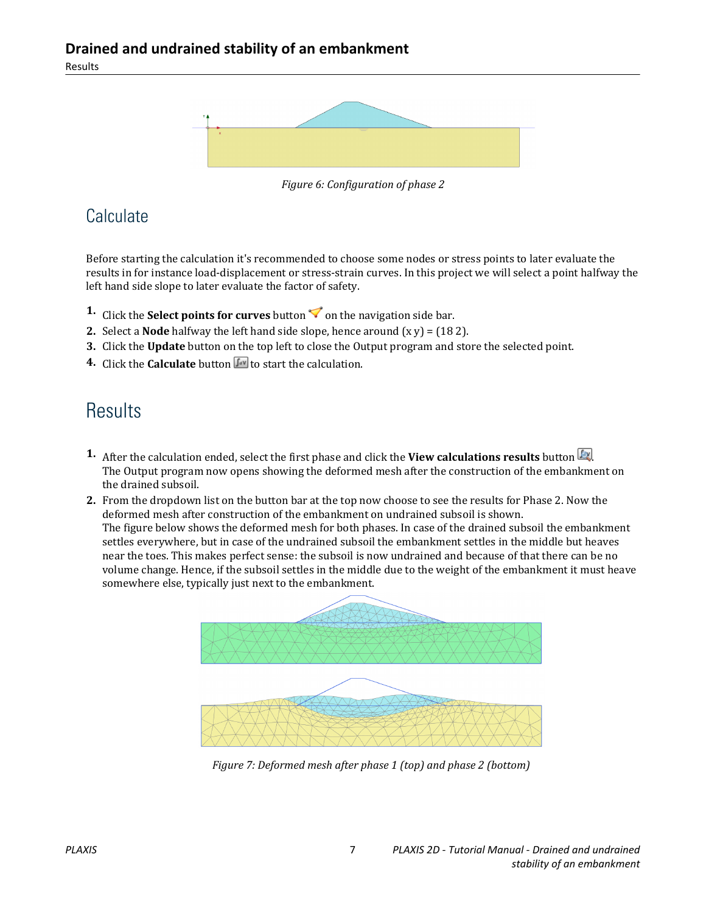*Figure 6: Configuration of phase 2*

## Calculate

Before starting the calculation it's recommended to choose some nodes or stress points to later evaluate the results in for instance load-displacement or stress-strain curves. In this project we will select a point halfway the left hand side slope to later evaluate the factor of safety.

1. Click the **Select points for curves** button on the navigation side bar.
2. Select a **Node** halfway the left hand side slope, hence around (x y) = (18 2).
3. Click the **Update** button on the top left to close the Output program and store the selected point.
4. Click the **Calculate** button to start the calculation.

## Results

1. After the calculation ended, select the first phase and click the **View calculations results** button. The Output program now opens showing the deformed mesh after the construction of the embankment on the drained subsoil.
2. From the dropdown list on the button bar at the top now choose to see the results for Phase 2. Now the deformed mesh after construction of the embankment on undrained subsoil is shown.
   The figure below shows the deformed mesh for both phases. In case of the drained subsoil the embankment settles everywhere, but in case of the undrained subsoil the embankment settles in the middle but heaves near the toes. This makes perfect sense: the subsoil is now undrained and because of that there can be no volume change. Hence, if the subsoil settles in the middle due to the weight of the embankment it must heave somewhere else, typically just next to the embankment.

*Figure 7: Deformed mesh after phase 1 (top) and phase 2 (bottom)*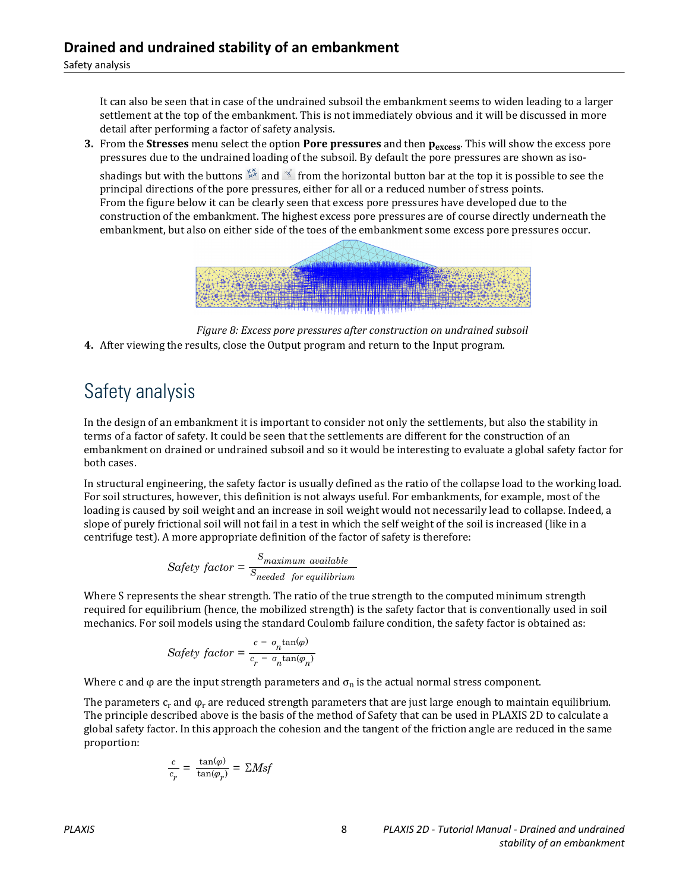It can also be seen that in case of the undrained subsoil the embankment seems to widen leading to a larger settlement at the top of the embankment. This is not immediately obvious and it will be discussed in more detail after performing a factor of safety analysis.

3. From the **Stresses** menu select the option **Pore pressures** and then $\mathbf{p_{excess}}$. This will show the excess pore pressures due to the undrained loading of the subsoil. By default the pore pressures are shown as iso-shadings but with the buttons and from the horizontal button bar at the top it is possible to see the principal directions of the pore pressures, either for all or a reduced number of stress points. From the figure below it can be clearly seen that excess pore pressures have developed due to the construction of the embankment. The highest excess pore pressures are of course directly underneath the embankment, but also on either side of the toes of the embankment some excess pore pressures occur.

*Figure 8: Excess pore pressures after construction on undrained subsoil*

4. After viewing the results, close the Output program and return to the Input program.

# Safety analysis

In the design of an embankment it is important to consider not only the settlements, but also the stability in terms of a factor of safety. It could be seen that the settlements are different for the construction of an embankment on drained or undrained subsoil and so it would be interesting to evaluate a global safety factor for both cases.

In structural engineering, the safety factor is usually defined as the ratio of the collapse load to the working load. For soil structures, however, this definition is not always useful. For embankments, for example, most of the loading is caused by soil weight and an increase in soil weight would not necessarily lead to collapse. Indeed, a slope of purely frictional soil will not fail in a test in which the self weight of the soil is increased (like in a centrifuge test). A more appropriate definition of the factor of safety is therefore:

$$Safety\ factor = \frac{S_{maximum\ \ available}}{S_{needed\ \ for\ equilibrium}}$$

Where S represents the shear strength. The ratio of the true strength to the computed minimum strength required for equilibrium (hence, the mobilized strength) is the safety factor that is conventionally used in soil mechanics. For soil models using the standard Coulomb failure condition, the safety factor is obtained as:

$$Safety\ factor = \frac{c - \sigma_n \tan(\varphi)}{c_r - \sigma_n \tan(\varphi_n)}$$

Where c and φ are the input strength parameters and $\sigma_n$ is the actual normal stress component.

The parameters $c_r$ and $\varphi_r$ are reduced strength parameters that are just large enough to maintain equilibrium. The principle described above is the basis of the method of Safety that can be used in PLAXIS 2D to calculate a global safety factor. In this approach the cohesion and the tangent of the friction angle are reduced in the same proportion:

$$\frac{c}{c_r} = \frac{\tan(\varphi)}{\tan(\varphi_r)} = \Sigma Msf$$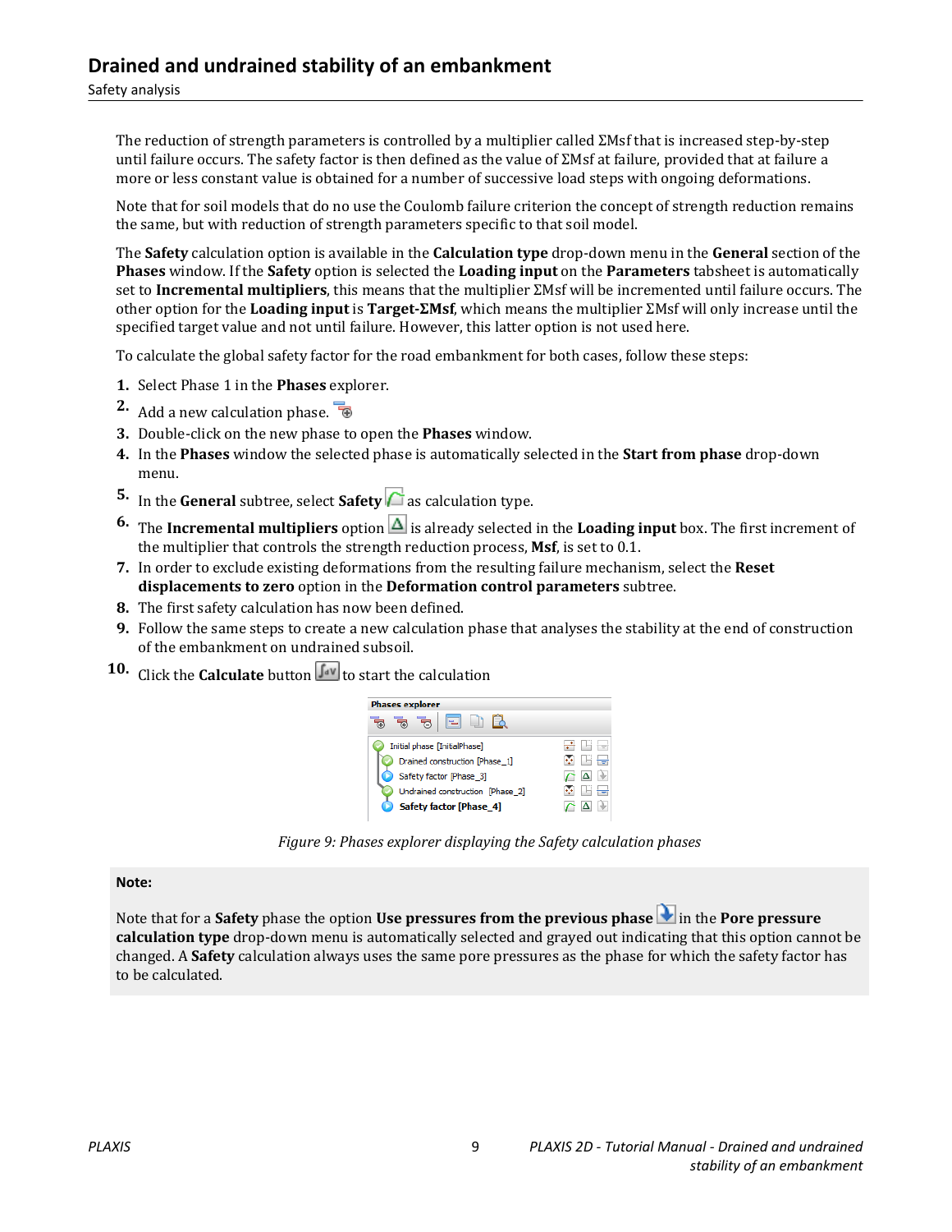The reduction of strength parameters is controlled by a multiplier called ΣMsf that is increased step-by-step until failure occurs. The safety factor is then defined as the value of ΣMsf at failure, provided that at failure a more or less constant value is obtained for a number of successive load steps with ongoing deformations.

Note that for soil models that do no use the Coulomb failure criterion the concept of strength reduction remains the same, but with reduction of strength parameters specific to that soil model.

The **Safety** calculation option is available in the **Calculation type** drop-down menu in the **General** section of the **Phases** window. If the **Safety** option is selected the **Loading input** on the **Parameters** tabsheet is automatically set to **Incremental multipliers**, this means that the multiplier ΣMsf will be incremented until failure occurs. The other option for the **Loading input** is **Target-ΣMsf**, which means the multiplier ΣMsf will only increase until the specified target value and not until failure. However, this latter option is not used here.

To calculate the global safety factor for the road embankment for both cases, follow these steps:

1. Select Phase 1 in the **Phases** explorer.
2. Add a new calculation phase.
3. Double-click on the new phase to open the **Phases** window.
4. In the **Phases** window the selected phase is automatically selected in the **Start from phase** drop-down menu.
5. In the **General** subtree, select **Safety** as calculation type.
6. The **Incremental multipliers** option is already selected in the **Loading input** box. The first increment of the multiplier that controls the strength reduction process, **Msf**, is set to 0.1.
7. In order to exclude existing deformations from the resulting failure mechanism, select the **Reset displacements to zero** option in the **Deformation control parameters** subtree.
8. The first safety calculation has now been defined.
9. Follow the same steps to create a new calculation phase that analyses the stability at the end of construction of the embankment on undrained subsoil.
10. Click the **Calculate** button to start the calculation

*Figure 9: Phases explorer displaying the Safety calculation phases*

**Note:**

Note that for a **Safety** phase the option **Use pressures from the previous phase** in the **Pore pressure calculation type** drop-down menu is automatically selected and grayed out indicating that this option cannot be changed. A **Safety** calculation always uses the same pore pressures as the phase for which the safety factor has to be calculated.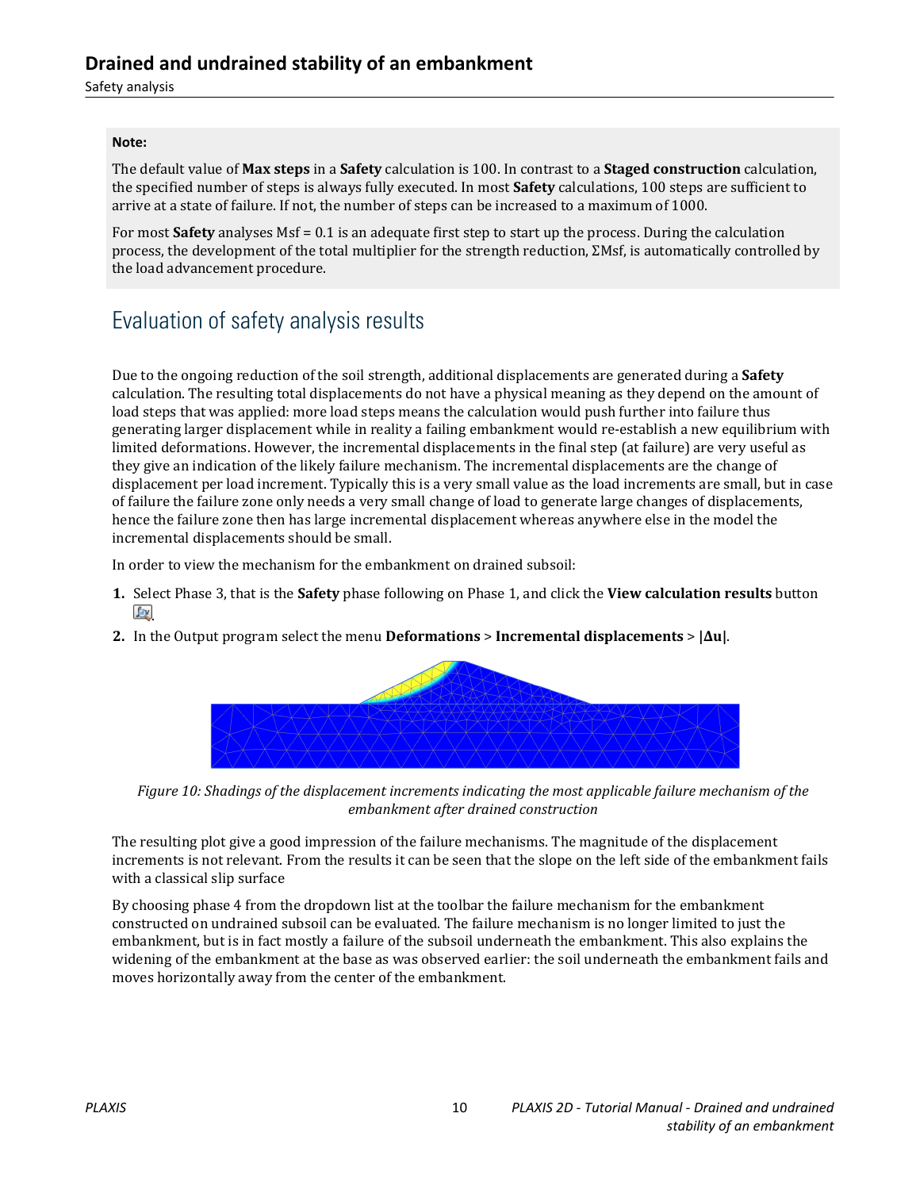**Note:**

The default value of **Max steps** in a **Safety** calculation is 100. In contrast to a **Staged construction** calculation, the specified number of steps is always fully executed. In most **Safety** calculations, 100 steps are sufficient to arrive at a state of failure. If not, the number of steps can be increased to a maximum of 1000.

For most **Safety** analyses Msf = 0.1 is an adequate first step to start up the process. During the calculation process, the development of the total multiplier for the strength reduction, ΣMsf, is automatically controlled by the load advancement procedure.

## Evaluation of safety analysis results

Due to the ongoing reduction of the soil strength, additional displacements are generated during a **Safety** calculation. The resulting total displacements do not have a physical meaning as they depend on the amount of load steps that was applied: more load steps means the calculation would push further into failure thus generating larger displacement while in reality a failing embankment would re-establish a new equilibrium with limited deformations. However, the incremental displacements in the final step (at failure) are very useful as they give an indication of the likely failure mechanism. The incremental displacements are the change of displacement per load increment. Typically this is a very small value as the load increments are small, but in case of failure the failure zone only needs a very small change of load to generate large changes of displacements, hence the failure zone then has large incremental displacement whereas anywhere else in the model the incremental displacements should be small.

In order to view the mechanism for the embankment on drained subsoil:

1. Select Phase 3, that is the **Safety** phase following on Phase 1, and click the **View calculation results** button.
2. In the Output program select the menu **Deformations** > **Incremental displacements** > **|Δu|**.

*Figure 10: Shadings of the displacement increments indicating the most applicable failure mechanism of the embankment after drained construction*

The resulting plot give a good impression of the failure mechanisms. The magnitude of the displacement increments is not relevant. From the results it can be seen that the slope on the left side of the embankment fails with a classical slip surface

By choosing phase 4 from the dropdown list at the toolbar the failure mechanism for the embankment constructed on undrained subsoil can be evaluated. The failure mechanism is no longer limited to just the embankment, but is in fact mostly a failure of the subsoil underneath the embankment. This also explains the widening of the embankment at the base as was observed earlier: the soil underneath the embankment fails and moves horizontally away from the center of the embankment.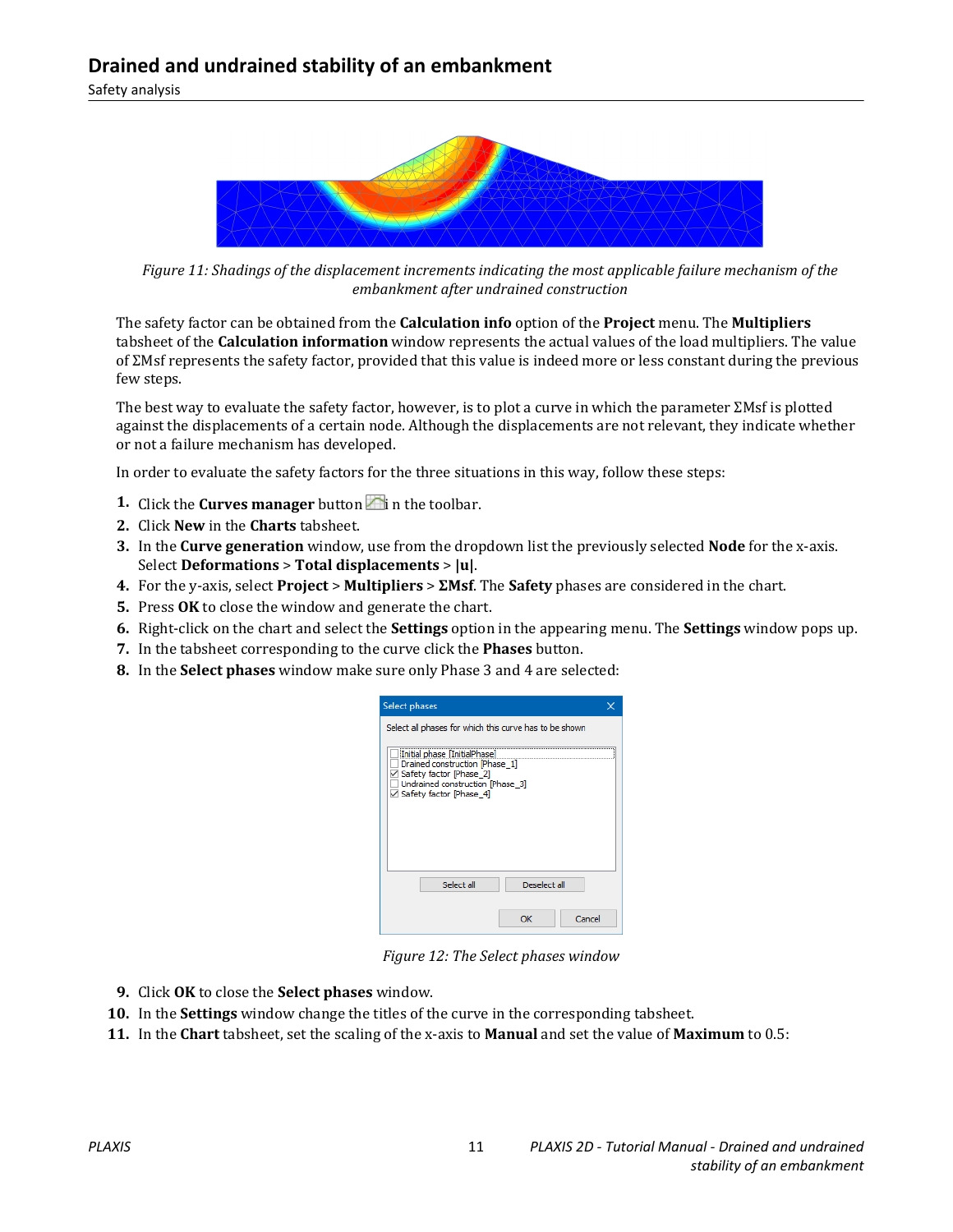*Figure 11: Shadings of the displacement increments indicating the most applicable failure mechanism of the embankment after undrained construction*

The safety factor can be obtained from the **Calculation info** option of the **Project** menu. The **Multipliers** tabsheet of the **Calculation information** window represents the actual values of the load multipliers. The value of ΣMsf represents the safety factor, provided that this value is indeed more or less constant during the previous few steps.

The best way to evaluate the safety factor, however, is to plot a curve in which the parameter ΣMsf is plotted against the displacements of a certain node. Although the displacements are not relevant, they indicate whether or not a failure mechanism has developed.

In order to evaluate the safety factors for the three situations in this way, follow these steps:

1. Click the **Curves manager** button i n the toolbar.
2. Click **New** in the **Charts** tabsheet.
3. In the **Curve generation** window, use from the dropdown list the previously selected **Node** for the x-axis. Select **Deformations** > **Total displacements** > **|u|**.
4. For the y-axis, select **Project** > **Multipliers** > **ΣMsf**. The **Safety** phases are considered in the chart.
5. Press **OK** to close the window and generate the chart.
6. Right-click on the chart and select the **Settings** option in the appearing menu. The **Settings** window pops up.
7. In the tabsheet corresponding to the curve click the **Phases** button.
8. In the **Select phases** window make sure only Phase 3 and 4 are selected:

*Figure 12: The Select phases window*

9. Click **OK** to close the **Select phases** window.
10. In the **Settings** window change the titles of the curve in the corresponding tabsheet.
11. In the **Chart** tabsheet, set the scaling of the x-axis to **Manual** and set the value of **Maximum** to 0.5: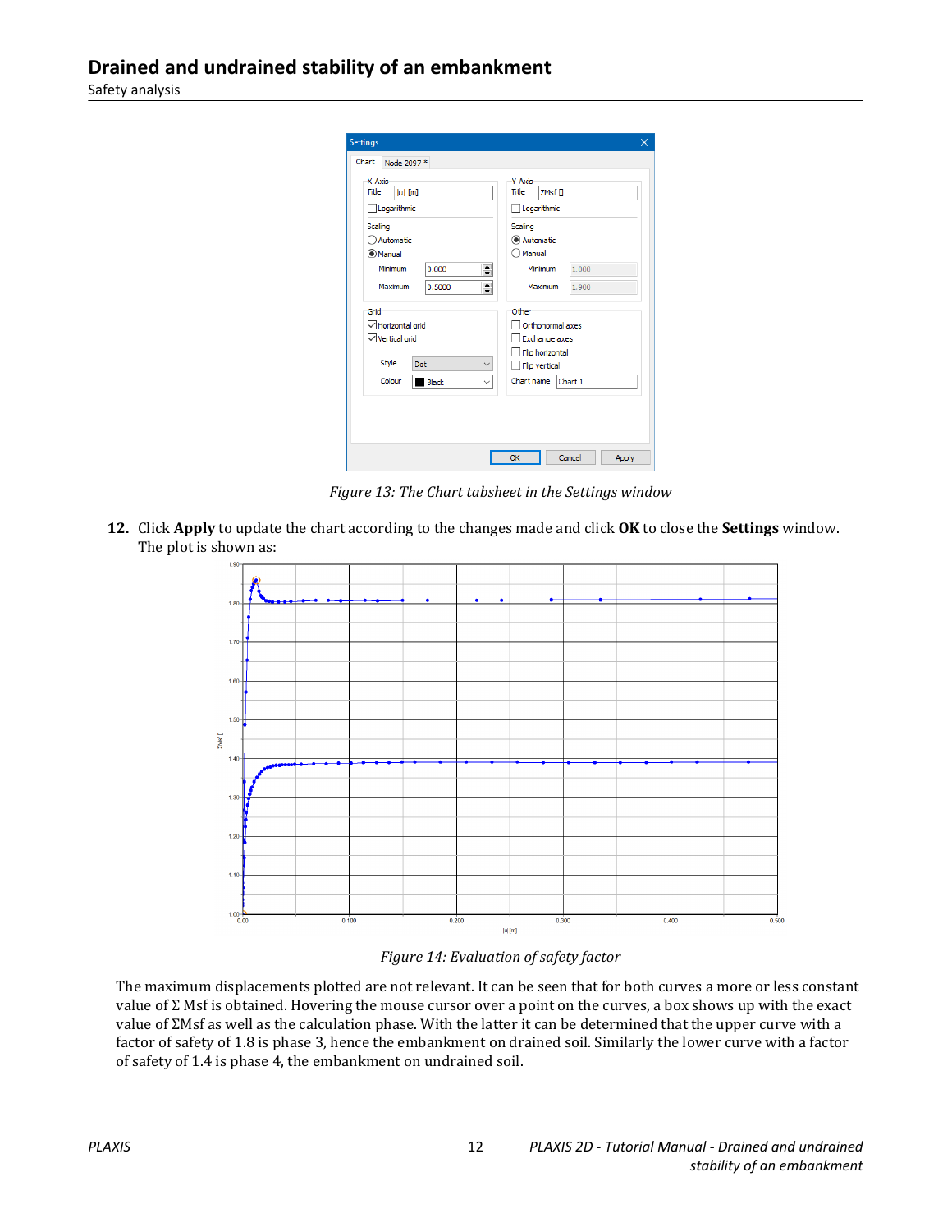Settings

Chart | Node 2097 *

X-Axis
Title |u| [m]
Logarithmic
Scaling
Automatic
Manual
Minimum 0.000
Maximum 0.5000

Y-Axis
Title ΣMsf []
Logarithmic
Scaling
Automatic
Manual
Minimum 1.000
Maximum 1.900

Grid
Horizontal grid
Vertical grid
Style Dot
Colour Black

Other
Orthonormal axes
Exchange axes
Flip horizontal
Flip vertical
Chart name Chart 1

OK Cancel Apply

*Figure 13: The Chart tabsheet in the Settings window*

**12.** Click **Apply** to update the chart according to the changes made and click **OK** to close the **Settings** window. The plot is shown as:

1.90
1.80
1.70
1.60
1.50
1.40
1.30
1.20
1.10
1.00
ΣMsf []
0.00
0.100
0.200
0.300
0.400
0.500
|u| [m]

*Figure 14: Evaluation of safety factor*

The maximum displacements plotted are not relevant. It can be seen that for both curves a more or less constant value of Σ Msf is obtained. Hovering the mouse cursor over a point on the curves, a box shows up with the exact value of ΣMsf as well as the calculation phase. With the latter it can be determined that the upper curve with a factor of safety of 1.8 is phase 3, hence the embankment on drained soil. Similarly the lower curve with a factor of safety of 1.4 is phase 4, the embankment on undrained soil.